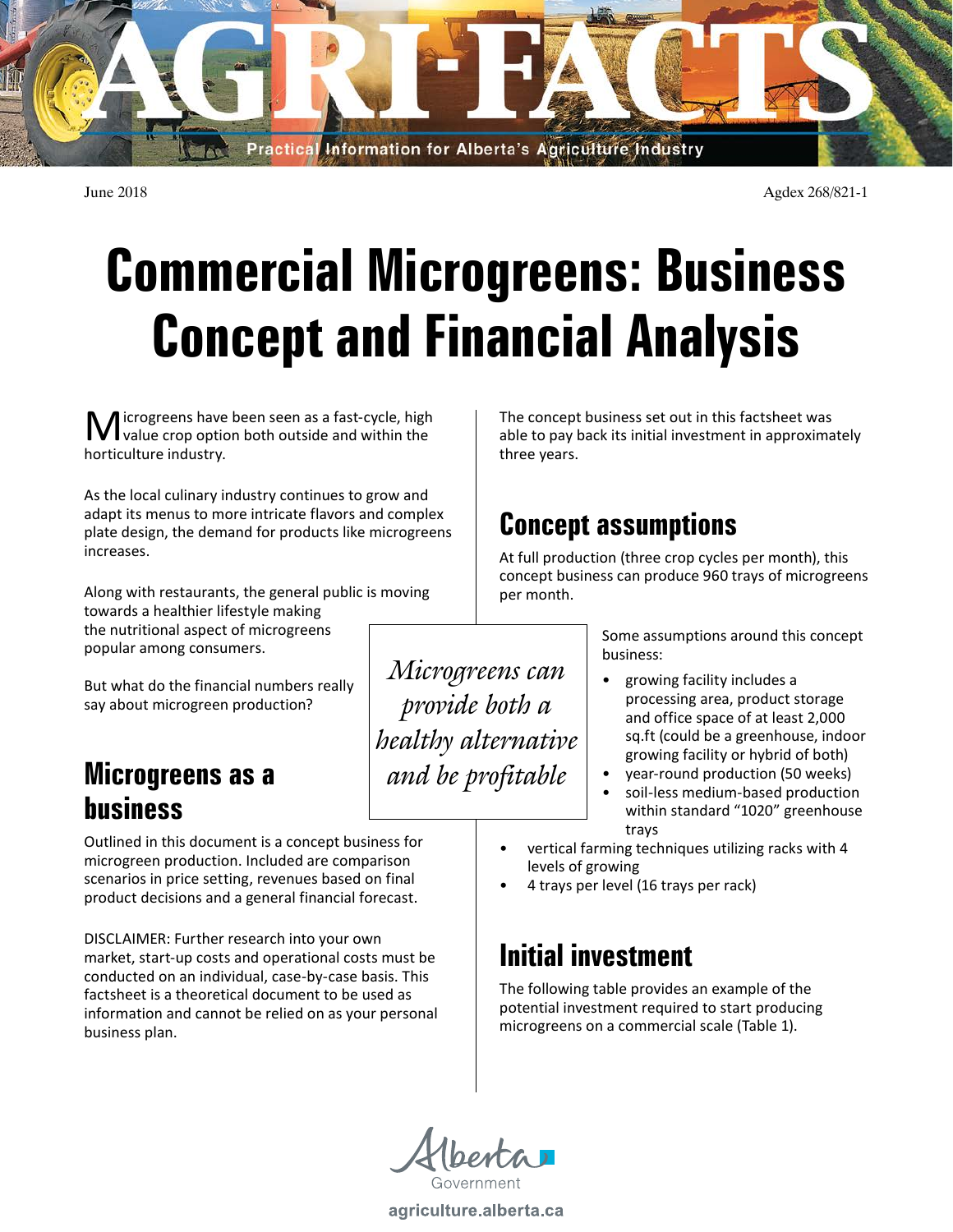June 2018 Agdex 268/821-1

# Commercial Microgreens: Business Concept and Financial Analysis

Microgreens have been seen as a fast-cycle, high value crop option both outside and within the horticulture industry.

As the local culinary industry continues to grow and adapt its menus to more intricate flavors and complex plate design, the demand for products like microgreens increases.

Along with restaurants, the general public is moving towards a healthier lifestyle making the nutritional aspect of microgreens popular among consumers.

But what do the financial numbers really say about microgreen production?

*Microgreens can provide both a healthy alternative and be profitable*

## Microgreens as a business

Outlined in this document is a concept business for microgreen production. Included are comparison scenarios in price setting, revenues based on final product decisions and a general financial forecast.

DISCLAIMER: Further research into your own market, start-up costs and operational costs must be conducted on an individual, case-by-case basis. This factsheet is a theoretical document to be used as information and cannot be relied on as your personal business plan.

The concept business set out in this factsheet was able to pay back its initial investment in approximately three years.

## Concept assumptions

At full production (three crop cycles per month), this concept business can produce 960 trays of microgreens per month.

Some assumptions around this concept business:

- growing facility includes a processing area, product storage and office space of at least 2,000 sq.ft (could be a greenhouse, indoor growing facility or hybrid of both)
- year-round production (50 weeks)
- soil-less medium-based production within standard "1020" greenhouse trays
- vertical farming techniques utilizing racks with 4 levels of growing
- 4 trays per level (16 trays per rack)

## Initial investment

The following table provides an example of the potential investment required to start producing microgreens on a commercial scale (Table 1).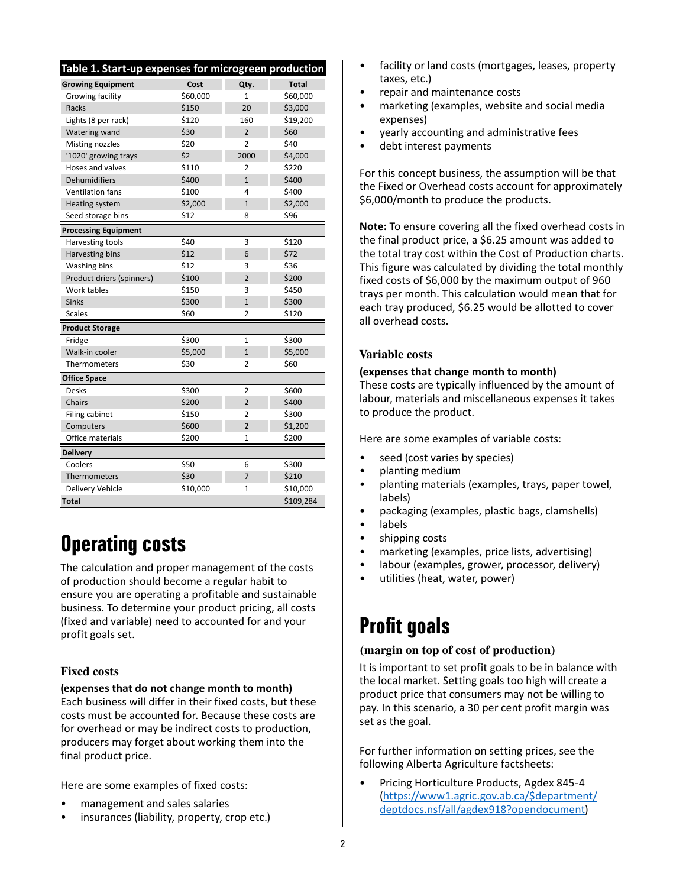**Table 1. Start-up expenses for microgreen production**

| Growing Equipment | Cost | Qty. | Total |
|---|---|---|---|
| Growing facility | $60,000 | 1 | $60,000 |
| Racks | $150 | 20 | $3,000 |
| Lights (8 per rack) | $120 | 160 | $19,200 |
| Watering wand | $30 | 2 | $60 |
| Misting nozzles | $20 | 2 | $40 |
| '1020' growing trays | $2 | 2000 | $4,000 |
| Hoses and valves | $110 | 2 | $220 |
| Dehumidifiers | $400 | 1 | $400 |
| Ventilation fans | $100 | 4 | $400 |
| Heating system | $2,000 | 1 | $2,000 |
| Seed storage bins | $12 | 8 | $96 |
| **Processing Equipment** | | | |
| Harvesting tools | $40 | 3 | $120 |
| Harvesting bins | $12 | 6 | $72 |
| Washing bins | $12 | 3 | $36 |
| Product driers (spinners) | $100 | 2 | $200 |
| Work tables | $150 | 3 | $450 |
| Sinks | $300 | 1 | $300 |
| Scales | $60 | 2 | $120 |
| **Product Storage** | | | |
| Fridge | $300 | 1 | $300 |
| Walk-in cooler | $5,000 | 1 | $5,000 |
| Thermometers | $30 | 2 | $60 |
| **Office Space** | | | |
| Desks | $300 | 2 | $600 |
| Chairs | $200 | 2 | $400 |
| Filing cabinet | $150 | 2 | $300 |
| Computers | $600 | 2 | $1,200 |
| Office materials | $200 | 1 | $200 |
| **Delivery** | | | |
| Coolers | $50 | 6 | $300 |
| Thermometers | $30 | 7 | $210 |
| Delivery Vehicle | $10,000 | 1 | $10,000 |
| **Total** | | | $109,284 |

# Operating costs

The calculation and proper management of the costs of production should become a regular habit to ensure you are operating a profitable and sustainable business. To determine your product pricing, all costs (fixed and variable) need to accounted for and your profit goals set.

### Fixed costs

**(expenses that do not change month to month)**

Each business will differ in their fixed costs, but these costs must be accounted for. Because these costs are for overhead or may be indirect costs to production, producers may forget about working them into the final product price.

Here are some examples of fixed costs:

- management and sales salaries
- insurances (liability, property, crop etc.)
- facility or land costs (mortgages, leases, property taxes, etc.)
- repair and maintenance costs
- marketing (examples, website and social media expenses)
- yearly accounting and administrative fees
- debt interest payments

For this concept business, the assumption will be that the Fixed or Overhead costs account for approximately $6,000/month to produce the products.

**Note:** To ensure covering all the fixed overhead costs in the final product price, a $6.25 amount was added to the total tray cost within the Cost of Production charts. This figure was calculated by dividing the total monthly fixed costs of $6,000 by the maximum output of 960 trays per month. This calculation would mean that for each tray produced, $6.25 would be allotted to cover all overhead costs.

### Variable costs

**(expenses that change month to month)**

These costs are typically influenced by the amount of labour, materials and miscellaneous expenses it takes to produce the product.

Here are some examples of variable costs:

- seed (cost varies by species)
- planting medium
- planting materials (examples, trays, paper towel, labels)
- packaging (examples, plastic bags, clamshells)
- labels
- shipping costs
- marketing (examples, price lists, advertising)
- labour (examples, grower, processor, delivery)
- utilities (heat, water, power)

# Profit goals

### (margin on top of cost of production)

It is important to set profit goals to be in balance with the local market. Setting goals too high will create a product price that consumers may not be willing to pay. In this scenario, a 30 per cent profit margin was set as the goal.

For further information on setting prices, see the following Alberta Agriculture factsheets:

- Pricing Horticulture Products, Agdex 845-4 ([https://www1.agric.gov.ab.ca/$department/deptdocs.nsf/all/agdex918?opendocument](https://www1.agric.gov.ab.ca/$department/deptdocs.nsf/all/agdex918?opendocument))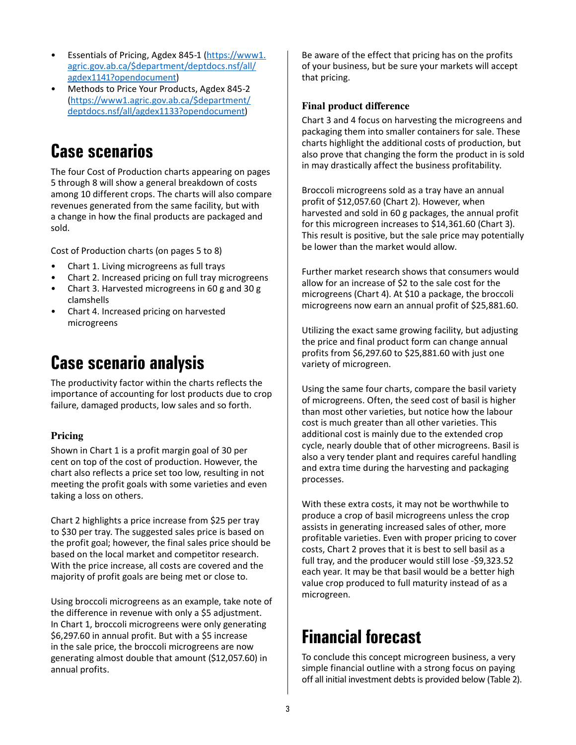- Essentials of Pricing, Agdex 845-1 (https://www1.agric.gov.ab.ca/$department/deptdocs.nsf/all/agdex1141?opendocument)
- Methods to Price Your Products, Agdex 845-2 (https://www1.agric.gov.ab.ca/$department/deptdocs.nsf/all/agdex1133?opendocument)

# Case scenarios

The four Cost of Production charts appearing on pages 5 through 8 will show a general breakdown of costs among 10 different crops. The charts will also compare revenues generated from the same facility, but with a change in how the final products are packaged and sold.

Cost of Production charts (on pages 5 to 8)

- Chart 1. Living microgreens as full trays
- Chart 2. Increased pricing on full tray microgreens
- Chart 3. Harvested microgreens in 60 g and 30 g clamshells
- Chart 4. Increased pricing on harvested microgreens

# Case scenario analysis

The productivity factor within the charts reflects the importance of accounting for lost products due to crop failure, damaged products, low sales and so forth.

### Pricing

Shown in Chart 1 is a profit margin goal of 30 per cent on top of the cost of production. However, the chart also reflects a price set too low, resulting in not meeting the profit goals with some varieties and even taking a loss on others.

Chart 2 highlights a price increase from $25 per tray to $30 per tray. The suggested sales price is based on the profit goal; however, the final sales price should be based on the local market and competitor research. With the price increase, all costs are covered and the majority of profit goals are being met or close to.

Using broccoli microgreens as an example, take note of the difference in revenue with only a $5 adjustment. In Chart 1, broccoli microgreens were only generating $6,297.60 in annual profit. But with a $5 increase in the sale price, the broccoli microgreens are now generating almost double that amount ($12,057.60) in annual profits.

Be aware of the effect that pricing has on the profits of your business, but be sure your markets will accept that pricing.

### Final product difference

Chart 3 and 4 focus on harvesting the microgreens and packaging them into smaller containers for sale. These charts highlight the additional costs of production, but also prove that changing the form the product in is sold in may drastically affect the business profitability.

Broccoli microgreens sold as a tray have an annual profit of $12,057.60 (Chart 2). However, when harvested and sold in 60 g packages, the annual profit for this microgreen increases to $14,361.60 (Chart 3). This result is positive, but the sale price may potentially be lower than the market would allow.

Further market research shows that consumers would allow for an increase of $2 to the sale cost for the microgreens (Chart 4). At $10 a package, the broccoli microgreens now earn an annual profit of $25,881.60.

Utilizing the exact same growing facility, but adjusting the price and final product form can change annual profits from $6,297.60 to $25,881.60 with just one variety of microgreen.

Using the same four charts, compare the basil variety of microgreens. Often, the seed cost of basil is higher than most other varieties, but notice how the labour cost is much greater than all other varieties. This additional cost is mainly due to the extended crop cycle, nearly double that of other microgreens. Basil is also a very tender plant and requires careful handling and extra time during the harvesting and packaging processes.

With these extra costs, it may not be worthwhile to produce a crop of basil microgreens unless the crop assists in generating increased sales of other, more profitable varieties. Even with proper pricing to cover costs, Chart 2 proves that it is best to sell basil as a full tray, and the producer would still lose -$9,323.52 each year. It may be that basil would be a better high value crop produced to full maturity instead of as a microgreen.

# Financial forecast

To conclude this concept microgreen business, a very simple financial outline with a strong focus on paying off all initial investment debts is provided below (Table 2).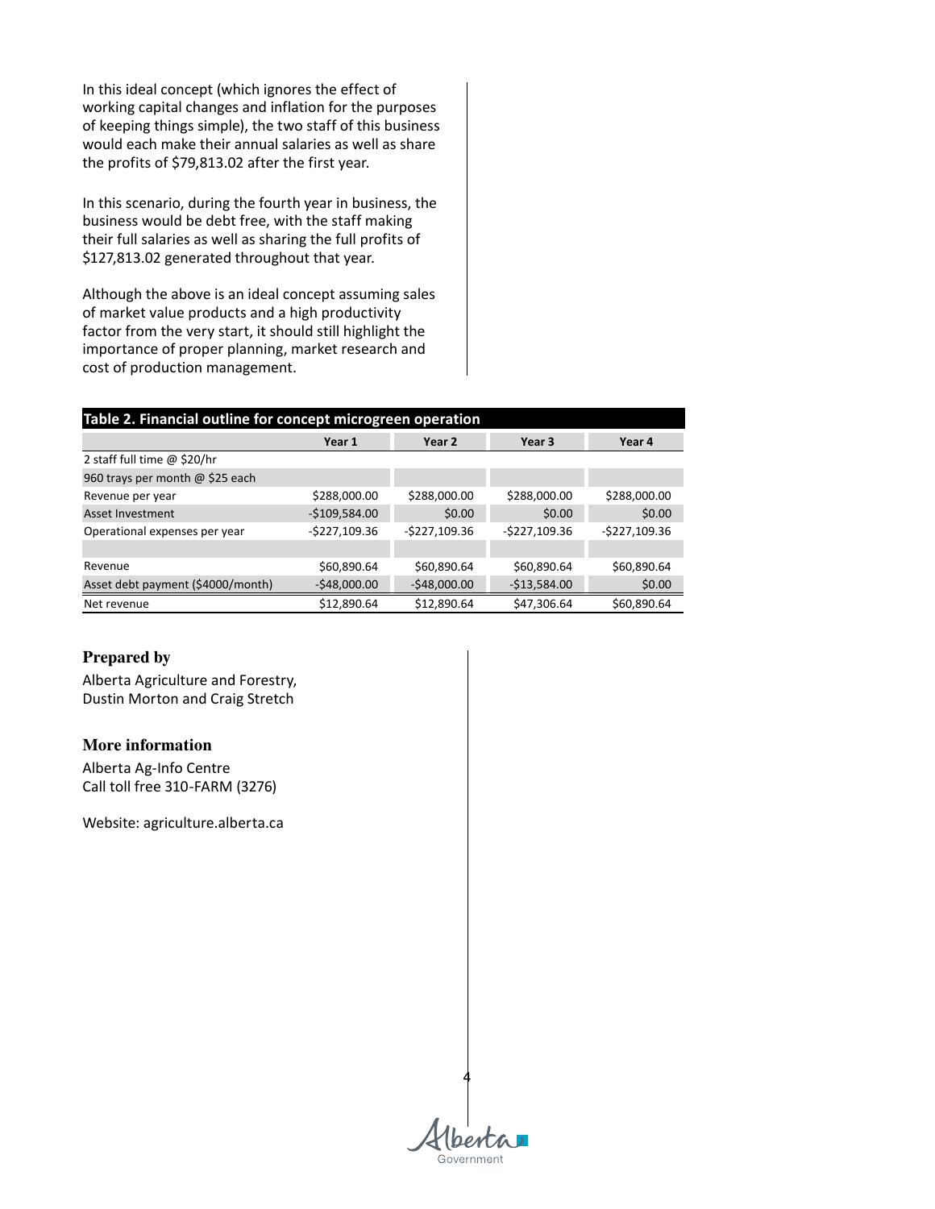In this ideal concept (which ignores the effect of working capital changes and inflation for the purposes of keeping things simple), the two staff of this business would each make their annual salaries as well as share the profits of $79,813.02 after the first year.

In this scenario, during the fourth year in business, the business would be debt free, with the staff making their full salaries as well as sharing the full profits of $127,813.02 generated throughout that year.

Although the above is an ideal concept assuming sales of market value products and a high productivity factor from the very start, it should still highlight the importance of proper planning, market research and cost of production management.

**Table 2. Financial outline for concept microgreen operation**

| | Year 1 | Year 2 | Year 3 | Year 4 |
|---|---|---|---|---|
| 2 staff full time @ $20/hr | | | | |
| 960 trays per month @ $25 each | | | | |
| Revenue per year | $288,000.00 | $288,000.00 | $288,000.00 | $288,000.00 |
| Asset Investment | -$109,584.00 | $0.00 | $0.00 | $0.00 |
| Operational expenses per year | -$227,109.36 | -$227,109.36 | -$227,109.36 | -$227,109.36 |
| | | | | |
| Revenue | $60,890.64 | $60,890.64 | $60,890.64 | $60,890.64 |
| Asset debt payment ($4000/month) | -$48,000.00 | -$48,000.00 | -$13,584.00 | $0.00 |
| Net revenue | $12,890.64 | $12,890.64 | $47,306.64 | $60,890.64 |

### Prepared by

Alberta Agriculture and Forestry,
Dustin Morton and Craig Stretch

### More information

Alberta Ag-Info Centre
Call toll free 310-FARM (3276)

Website: agriculture.alberta.ca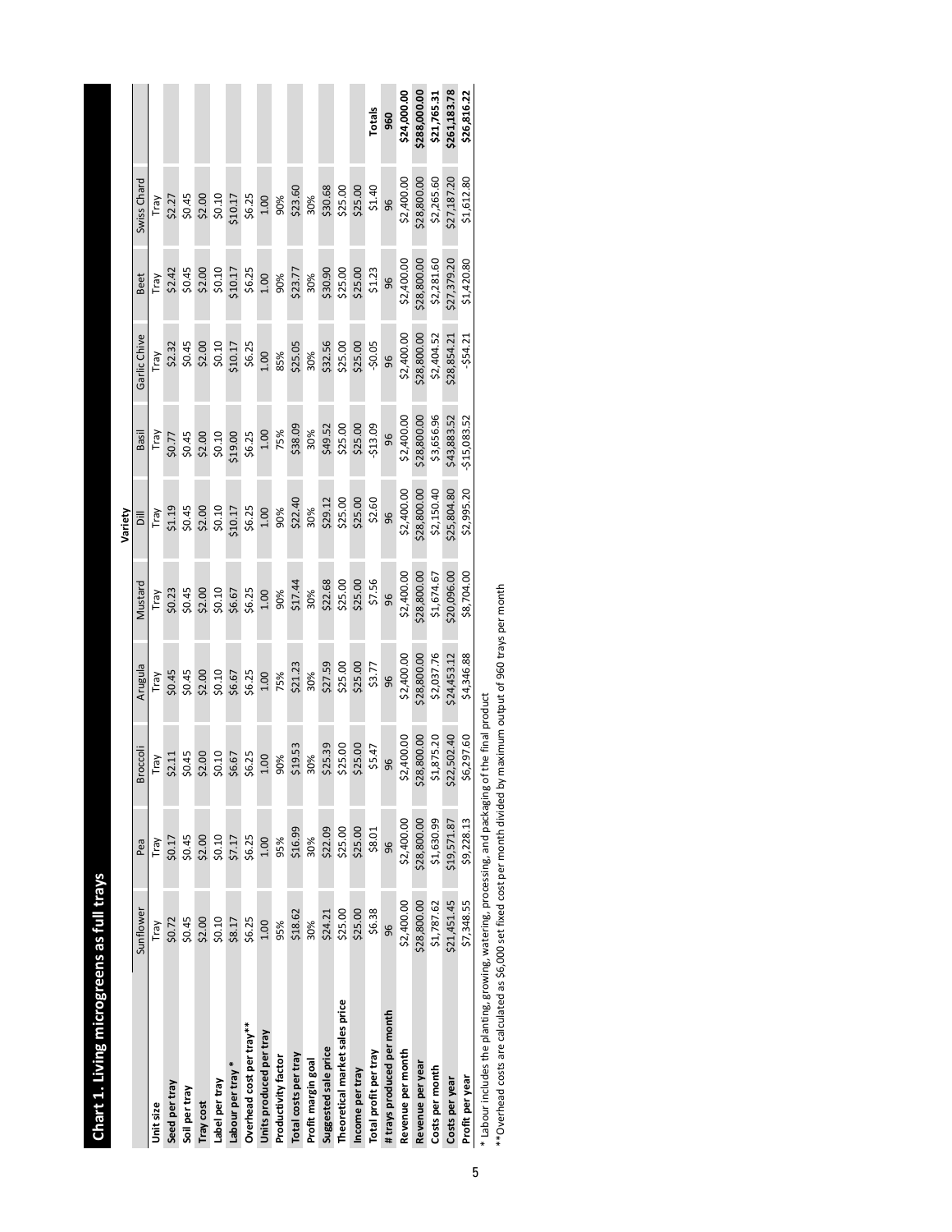## Chart 1. Living microgreens as full trays

| | Variety | | | | | | | | | | |
|---|---|---|---|---|---|---|---|---|---|---|---|
| | Sunflower | Pea | Broccoli | Arugula | Mustard | Dill | Basil | Garlic Chive | Beet | Swiss Chard | |
| **Unit size** | Tray | Tray | Tray | Tray | Tray | Tray | Tray | Tray | Tray | Tray | |
| **Seed per tray** | $0.72 | $0.17 | $2.11 | $0.45 | $0.23 | $1.19 | $0.77 | $2.32 | $2.42 | $2.27 | |
| **Soil per tray** | $0.45 | $0.45 | $0.45 | $0.45 | $0.45 | $0.45 | $0.45 | $0.45 | $0.45 | $0.45 | |
| **Tray cost** | $2.00 | $2.00 | $2.00 | $2.00 | $2.00 | $2.00 | $2.00 | $2.00 | $2.00 | $2.00 | |
| **Label per tray** | $0.10 | $0.10 | $0.10 | $0.10 | $0.10 | $0.10 | $0.10 | $0.10 | $0.10 | $0.10 | |
| **Labour per tray *** | $8.17 | $7.17 | $6.67 | $6.67 | $6.67 | $10.17 | $19.00 | $10.17 | $10.17 | $10.17 | |
| **Overhead cost per tray**** | $6.25 | $6.25 | $6.25 | $6.25 | $6.25 | $6.25 | $6.25 | $6.25 | $6.25 | $6.25 | |
| **Units produced per tray** | 1.00 | 1.00 | 1.00 | 1.00 | 1.00 | 1.00 | 1.00 | 1.00 | 1.00 | 1.00 | |
| **Productivity factor** | 95% | 95% | 90% | 75% | 90% | 90% | 75% | 85% | 90% | 90% | |
| **Total costs per tray** | $18.62 | $16.99 | $19.53 | $21.23 | $17.44 | $22.40 | $38.09 | $25.05 | $23.77 | $23.60 | |
| **Profit margin goal** | 30% | 30% | 30% | 30% | 30% | 30% | 30% | 30% | 30% | 30% | |
| **Suggested sale price** | $24.21 | $22.09 | $25.39 | $27.59 | $22.68 | $29.12 | $49.52 | $32.56 | $30.90 | $30.68 | |
| **Theoretical market sales price** | $25.00 | $25.00 | $25.00 | $25.00 | $25.00 | $25.00 | $25.00 | $25.00 | $25.00 | $25.00 | |
| **Income per tray** | $25.00 | $25.00 | $25.00 | $25.00 | $25.00 | $25.00 | $25.00 | $25.00 | $25.00 | $25.00 | |
| **Total profit per tray** | $6.38 | $8.01 | $5.47 | $3.77 | $7.56 | $2.60 | -$13.09 | -$0.05 | $1.23 | $1.40 | **Totals** |
| **# trays produced per month** | 96 | 96 | 96 | 96 | 96 | 96 | 96 | 96 | 96 | 96 | **960** |
| **Revenue per month** | $2,400.00 | $2,400.00 | $2,400.00 | $2,400.00 | $2,400.00 | $2,400.00 | $2,400.00 | $2,400.00 | $2,400.00 | $2,400.00 | **$24,000.00** |
| **Revenue per year** | $28,800.00 | $28,800.00 | $28,800.00 | $28,800.00 | $28,800.00 | $28,800.00 | $28,800.00 | $28,800.00 | $28,800.00 | $28,800.00 | **$288,000.00** |
| **Costs per month** | $1,787.62 | $1,630.99 | $1,875.20 | $2,037.76 | $1,674.67 | $2,150.40 | $3,656.96 | $2,404.52 | $2,281.60 | $2,265.60 | **$21,765.31** |
| **Costs per year** | $21,451.45 | $19,571.87 | $22,502.40 | $24,453.12 | $20,096.00 | $25,804.80 | $43,883.52 | $28,854.21 | $27,379.20 | $27,187.20 | **$261,183.78** |
| **Profit per year** | $7,348.55 | $9,228.13 | $6,297.60 | $4,346.88 | $8,704.00 | $2,995.20 | -$15,083.52 | -$54.21 | $1,420.80 | $1,612.80 | **$26,816.22** |

* Labour includes the planting, growing, watering, processing, and packaging of the final product

**Overhead costs are calculated as $6,000 set fixed cost per month divided by maximum output of 960 trays per month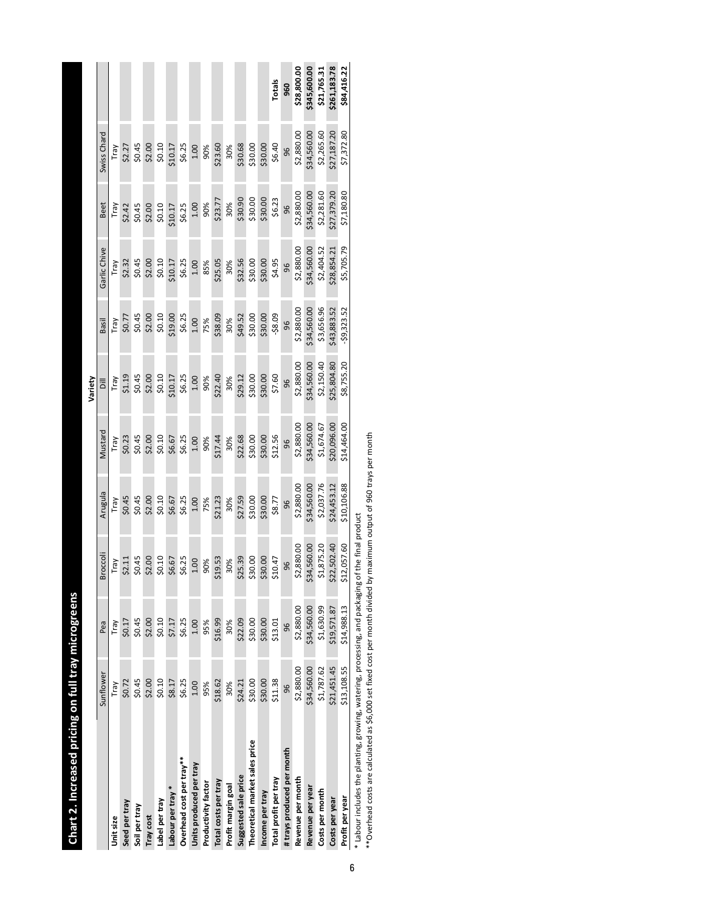## Chart 2. Increased pricing on full tray microgreens

| | Variety | | | | | | | | | | |
|---|---|---|---|---|---|---|---|---|---|---|---|
| | Sunflower | Pea | Broccoli | Arugula | Mustard | Dill | Basil | Garlic Chive | Beet | Swiss Chard | |
| **Unit size** | Tray | Tray | Tray | Tray | Tray | Tray | Tray | Tray | Tray | Tray | |
| **Seed per tray** | $0.72 | $0.17 | $2.11 | $0.45 | $0.23 | $1.19 | $0.77 | $2.32 | $2.42 | $2.27 | |
| **Soil per tray** | $0.45 | $0.45 | $0.45 | $0.45 | $0.45 | $0.45 | $0.45 | $0.45 | $0.45 | $0.45 | |
| **Tray cost** | $2.00 | $2.00 | $2.00 | $2.00 | $2.00 | $2.00 | $2.00 | $2.00 | $2.00 | $2.00 | |
| **Label per tray** | $0.10 | $0.10 | $0.10 | $0.10 | $0.10 | $0.10 | $0.10 | $0.10 | $0.10 | $0.10 | |
| **Labour per tray *** | $8.17 | $7.17 | $6.67 | $6.67 | $6.67 | $10.17 | $19.00 | $10.17 | $10.17 | $10.17 | |
| **Overhead cost per tray**** | $6.25 | $6.25 | $6.25 | $6.25 | $6.25 | $6.25 | $6.25 | $6.25 | $6.25 | $6.25 | |
| **Units produced per tray** | 1.00 | 1.00 | 1.00 | 1.00 | 1.00 | 1.00 | 1.00 | 1.00 | 1.00 | 1.00 | |
| **Productivity factor** | 95% | 95% | 90% | 75% | 90% | 90% | 75% | 85% | 90% | 90% | |
| **Total costs per tray** | $18.62 | $16.99 | $19.53 | $21.23 | $17.44 | $22.40 | $38.09 | $25.05 | $23.77 | $23.60 | |
| **Profit margin goal** | 30% | 30% | 30% | 30% | 30% | 30% | 30% | 30% | 30% | 30% | |
| **Suggested sale price** | $24.21 | $22.09 | $25.39 | $27.59 | $22.68 | $29.12 | $49.52 | $32.56 | $30.90 | $30.68 | |
| **Theoretical market sales price** | $30.00 | $30.00 | $30.00 | $30.00 | $30.00 | $30.00 | $30.00 | $30.00 | $30.00 | $30.00 | |
| **Income per tray** | $30.00 | $30.00 | $30.00 | $30.00 | $30.00 | $30.00 | $30.00 | $30.00 | $30.00 | $30.00 | |
| **Total profit per tray** | $11.38 | $13.01 | $10.47 | $8.77 | $12.56 | $7.60 | -$8.09 | $4.95 | $6.23 | $6.40 | **Totals** |
| **# trays produced per month** | 96 | 96 | 96 | 96 | 96 | 96 | 96 | 96 | 96 | 96 | **960** |
| **Revenue per month** | $2,880.00 | $2,880.00 | $2,880.00 | $2,880.00 | $2,880.00 | $2,880.00 | $2,880.00 | $2,880.00 | $2,880.00 | $2,880.00 | **$28,800.00** |
| **Revenue per year** | $34,560.00 | $34,560.00 | $34,560.00 | $34,560.00 | $34,560.00 | $34,560.00 | $34,560.00 | $34,560.00 | $34,560.00 | $34,560.00 | **$345,600.00** |
| **Costs per month** | $1,787.62 | $1,630.99 | $1,875.20 | $2,037.76 | $1,674.67 | $2,150.40 | $3,656.96 | $2,404.52 | $2,281.60 | $2,265.60 | **$21,765.31** |
| **Costs per year** | $21,451.45 | $19,571.87 | $22,502.40 | $24,453.12 | $20,096.00 | $25,804.80 | $43,883.52 | $28,854.21 | $27,379.20 | $27,187.20 | **$261,183.78** |
| **Profit per year** | $13,108.55 | $14,988.13 | $12,057.60 | $10,106.88 | $14,464.00 | $8,755.20 | -$9,323.52 | $5,705.79 | $7,180.80 | $7,372.80 | **$84,416.22** |

* Labour includes the planting, growing, watering, processing, and packaging of the final product

**Overhead costs are calculated as $6,000 set fixed cost per month divided by maximum output of 960 trays per month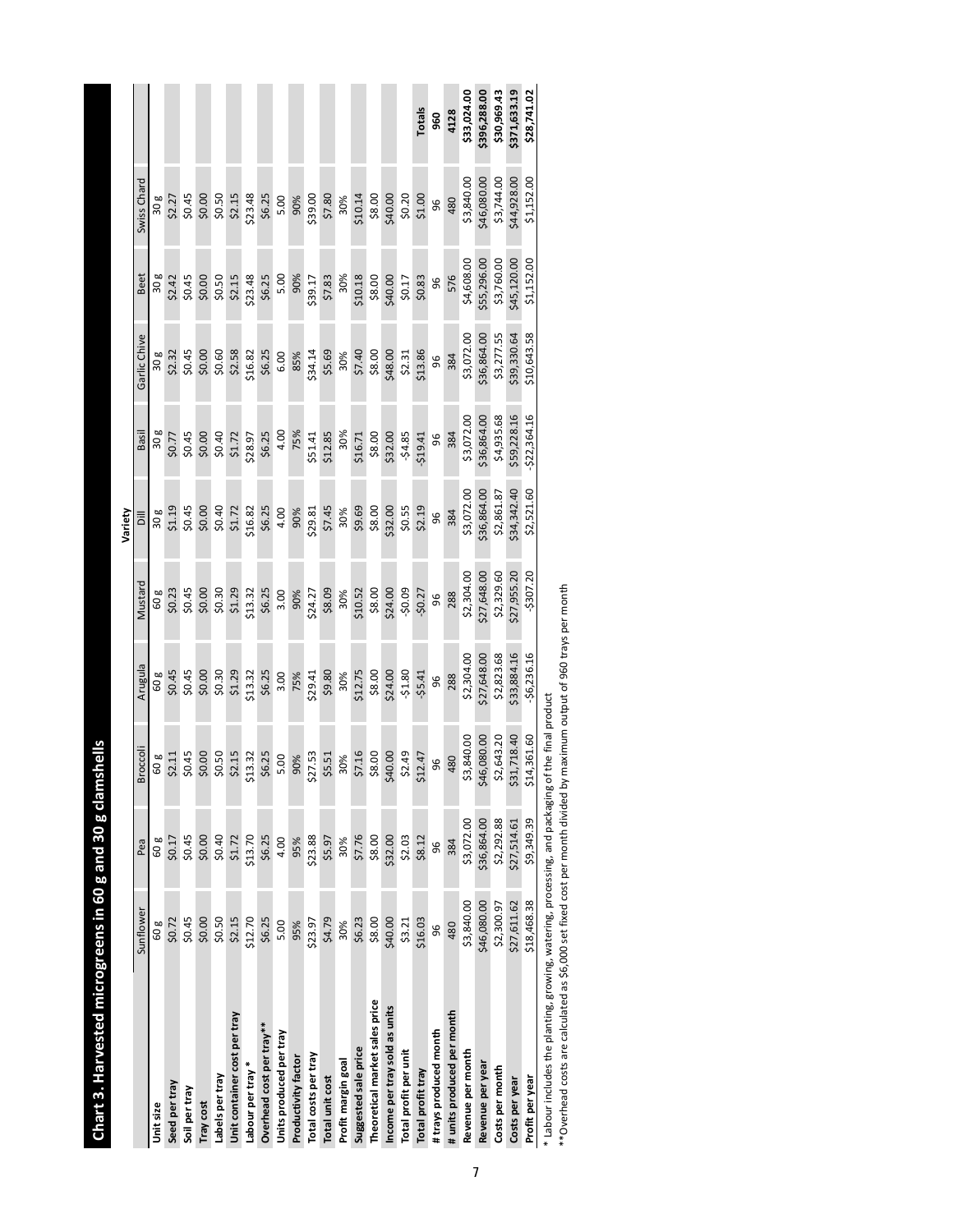## Chart 3. Harvested microgreens in 60 g and 30 g clamshells

| | Variety | | | | | | | | | | |
|---|---|---|---|---|---|---|---|---|---|---|---|
| | Sunflower | Pea | Broccoli | Arugula | Mustard | Dill | Basil | Garlic Chive | Beet | Swiss Chard | Totals |
| **Unit size** | 60 g | 60 g | 60 g | 60 g | 60 g | 30 g | 30 g | 30 g | 30 g | 30 g | |
| **Seed per tray** | $0.72 | $0.17 | $2.11 | $0.45 | $0.23 | $1.19 | $0.77 | $2.32 | $2.42 | $2.27 | |
| **Soil per tray** | $0.45 | $0.45 | $0.45 | $0.45 | $0.45 | $0.45 | $0.45 | $0.45 | $0.45 | $0.45 | |
| **Tray cost** | $0.00 | $0.00 | $0.00 | $0.00 | $0.00 | $0.00 | $0.00 | $0.00 | $0.00 | $0.00 | |
| **Labels per tray** | $0.50 | $0.40 | $0.50 | $0.30 | $0.30 | $0.40 | $0.40 | $0.60 | $0.50 | $0.50 | |
| **Unit container cost per tray** | $2.15 | $1.72 | $2.15 | $1.29 | $1.29 | $1.72 | $1.72 | $2.58 | $2.15 | $2.15 | |
| **Labour per tray *** | $12.70 | $13.70 | $13.32 | $13.32 | $13.32 | $16.82 | $28.97 | $16.82 | $23.48 | $23.48 | |
| **Overhead cost per tray**** | $6.25 | $6.25 | $6.25 | $6.25 | $6.25 | $6.25 | $6.25 | $6.25 | $6.25 | $6.25 | |
| **Units produced per tray** | 5.00 | 4.00 | 5.00 | 3.00 | 3.00 | 4.00 | 4.00 | 6.00 | 5.00 | 5.00 | |
| **Productivity factor** | 95% | 95% | 90% | 75% | 90% | 90% | 75% | 85% | 90% | 90% | |
| **Total costs per tray** | $23.97 | $23.88 | $27.53 | $29.41 | $24.27 | $29.81 | $51.41 | $34.14 | $39.17 | $39.00 | |
| **Total unit cost** | $4.79 | $5.97 | $5.51 | $9.80 | $8.09 | $7.45 | $12.85 | $5.69 | $7.83 | $7.80 | |
| **Profit margin goal** | 30% | 30% | 30% | 30% | 30% | 30% | 30% | 30% | 30% | 30% | |
| **Suggested sale price** | $6.23 | $7.76 | $7.16 | $12.75 | $10.52 | $9.69 | $16.71 | $7.40 | $10.18 | $10.14 | |
| **Theoretical market sales price** | $8.00 | $8.00 | $8.00 | $8.00 | $8.00 | $8.00 | $8.00 | $8.00 | $8.00 | $8.00 | |
| **Income per tray sold as units** | $40.00 | $32.00 | $40.00 | $24.00 | $24.00 | $32.00 | $32.00 | $48.00 | $40.00 | $40.00 | |
| **Total profit per unit** | $3.21 | $2.03 | $2.49 | -$1.80 | -$0.09 | $0.55 | -$4.85 | $2.31 | $0.17 | $0.20 | |
| **Total profit tray** | $16.03 | $8.12 | $12.47 | -$5.41 | -$0.27 | $2.19 | -$19.41 | $13.86 | $0.83 | $1.00 | |
| **# trays produced month** | 96 | 96 | 96 | 96 | 96 | 96 | 96 | 96 | 96 | 96 | **960** |
| **# units produced per month** | 480 | 384 | 480 | 288 | 288 | 384 | 384 | 384 | 576 | 480 | **4128** |
| **Revenue per month** | $3,840.00 | $3,072.00 | $3,840.00 | $2,304.00 | $2,304.00 | $3,072.00 | $3,072.00 | $3,072.00 | $4,608.00 | $3,840.00 | **$33,024.00** |
| **Revenue per year** | $46,080.00 | $36,864.00 | $46,080.00 | $27,648.00 | $27,648.00 | $36,864.00 | $36,864.00 | $36,864.00 | $55,296.00 | $46,080.00 | **$396,288.00** |
| **Costs per month** | $2,300.97 | $2,292.88 | $2,643.20 | $2,823.68 | $2,329.60 | $2,861.87 | $4,935.68 | $3,277.55 | $3,760.00 | $3,744.00 | **$30,969.43** |
| **Costs per year** | $27,611.62 | $27,514.61 | $31,718.40 | $33,884.16 | $27,955.20 | $34,342.40 | $59,228.16 | $39,330.64 | $45,120.00 | $44,928.00 | **$371,633.19** |
| **Profit per year** | $18,468.38 | $9,349.39 | $14,361.60 | -$6,236.16 | -$307.20 | $2,521.60 | -$22,364.16 | $10,643.58 | $1,152.00 | $1,152.00 | **$28,741.02** |

\* Labour includes the planting, growing, watering, processing, and packaging of the final product

**Overhead costs are calculated as $6,000 set fixed cost per month divided by maximum output of 960 trays per month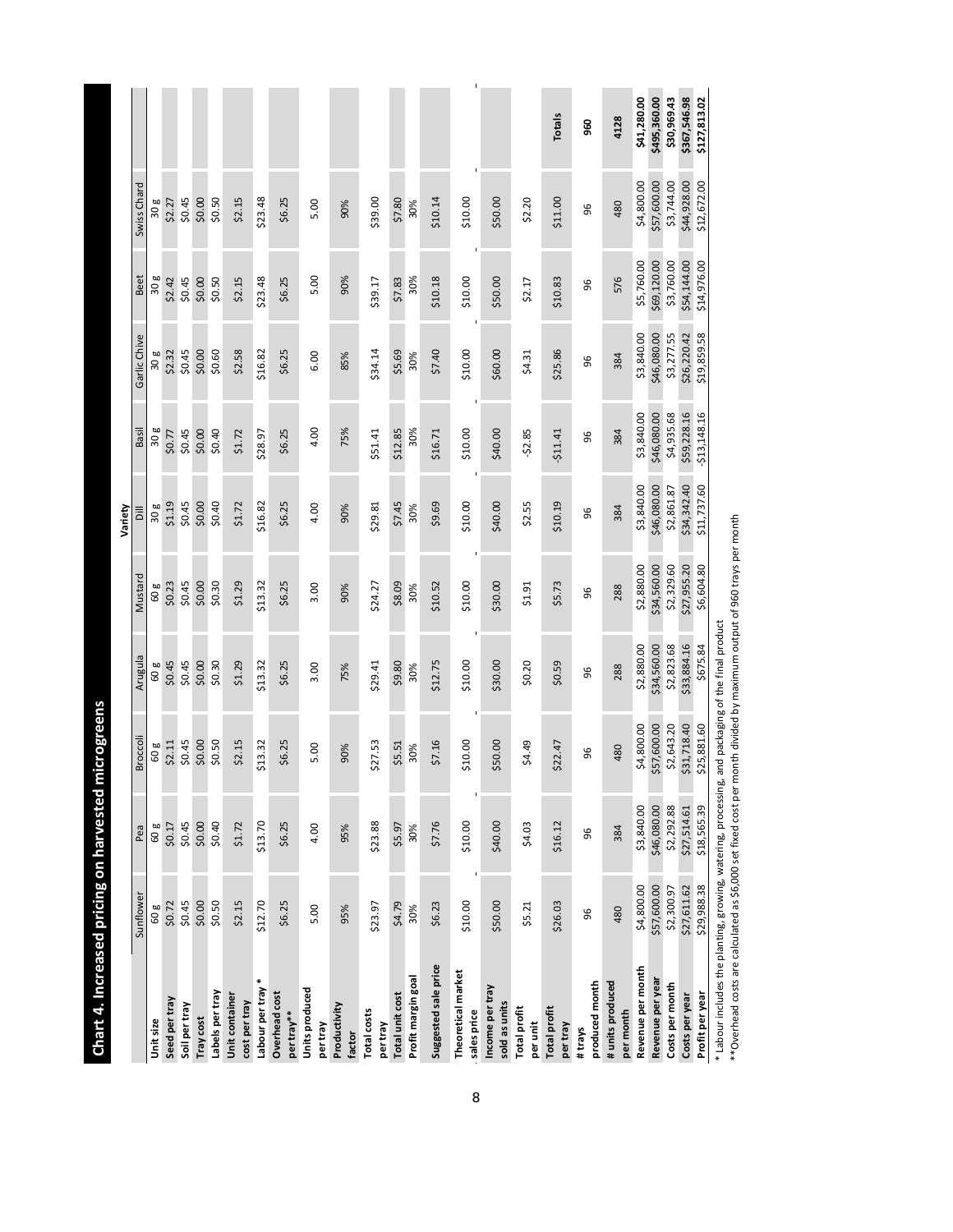## Chart 4. Increased pricing on harvested microgreens

| | Variety | | | | | | | | | | |
|---|---|---|---|---|---|---|---|---|---|---|---|
| | Sunflower | Pea | Broccoli | Arugula | Mustard | Dill | Basil | Garlic Chive | Beet | Swiss Chard | Totals |
| Unit size | 60 g | 60 g | 60 g | 60 g | 60 g | 30 g | 30 g | 30 g | 30 g | 30 g | |
| Seed per tray | $0.72 | $0.17 | $2.11 | $0.45 | $0.23 | $1.19 | $0.77 | $2.32 | $2.42 | $2.27 | |
| Soil per tray | $0.45 | $0.45 | $0.45 | $0.45 | $0.45 | $0.45 | $0.45 | $0.45 | $0.45 | $0.45 | |
| Tray cost | $0.00 | $0.00 | $0.00 | $0.00 | $0.00 | $0.00 | $0.00 | $0.00 | $0.00 | $0.00 | |
| Labels per tray | $0.50 | $0.40 | $0.50 | $0.30 | $0.30 | $0.40 | $0.40 | $0.60 | $0.50 | $0.50 | |
| Unit container cost per tray | $2.15 | $1.72 | $2.15 | $1.29 | $1.29 | $1.72 | $1.72 | $2.58 | $2.15 | $2.15 | |
| Labour per tray * | $12.70 | $13.70 | $13.32 | $13.32 | $13.32 | $16.82 | $28.97 | $16.82 | $23.48 | $23.48 | |
| Overhead cost per tray** | $6.25 | $6.25 | $6.25 | $6.25 | $6.25 | $6.25 | $6.25 | $6.25 | $6.25 | $6.25 | |
| Units produced per tray | 5.00 | 4.00 | 5.00 | 3.00 | 3.00 | 4.00 | 4.00 | 6.00 | 5.00 | 5.00 | |
| Productivity factor | 95% | 95% | 90% | 75% | 90% | 90% | 75% | 85% | 90% | 90% | |
| Total costs per tray | $23.97 | $23.88 | $27.53 | $29.41 | $24.27 | $29.81 | $51.41 | $34.14 | $39.17 | $39.00 | |
| Total unit cost | $4.79 | $5.97 | $5.51 | $9.80 | $8.09 | $7.45 | $12.85 | $5.69 | $7.83 | $7.80 | |
| Profit margin goal | 30% | 30% | 30% | 30% | 30% | 30% | 30% | 30% | 30% | 30% | |
| Suggested sale price | $6.23 | $7.76 | $7.16 | $12.75 | $10.52 | $9.69 | $16.71 | $7.40 | $10.18 | $10.14 | |
| Theoretical market sales price | $10.00 | $10.00 | $10.00 | $10.00 | $10.00 | $10.00 | $10.00 | $10.00 | $10.00 | $10.00 | |
| Income per tray sold as units | $50.00 | $40.00 | $50.00 | $30.00 | $30.00 | $40.00 | $40.00 | $60.00 | $50.00 | $50.00 | |
| Total profit per unit | $5.21 | $4.03 | $4.49 | $0.20 | $1.91 | $2.55 | -$2.85 | $4.31 | $2.17 | $2.20 | |
| Total profit per tray | $26.03 | $16.12 | $22.47 | $0.59 | $5.73 | $10.19 | -$11.41 | $25.86 | $10.83 | $11.00 | |
| # trays produced month | 96 | 96 | 96 | 96 | 96 | 96 | 96 | 96 | 96 | 96 | 960 |
| # units produced per month | 480 | 384 | 480 | 288 | 288 | 384 | 384 | 384 | 576 | 480 | 4128 |
| Revenue per month | $4,800.00 | $3,840.00 | $4,800.00 | $2,880.00 | $2,880.00 | $3,840.00 | $3,840.00 | $3,840.00 | $5,760.00 | $4,800.00 | $41,280.00 |
| Revenue per year | $57,600.00 | $46,080.00 | $57,600.00 | $34,560.00 | $34,560.00 | $46,080.00 | $46,080.00 | $46,080.00 | $69,120.00 | $57,600.00 | $495,360.00 |
| Costs per month | $2,300.97 | $2,292.88 | $2,643.20 | $2,823.68 | $2,329.60 | $2,861.87 | $4,935.68 | $3,277.55 | $3,760.00 | $3,744.00 | $30,969.43 |
| Costs per year | $27,611.62 | $27,514.61 | $31,718.40 | $33,884.16 | $27,955.20 | $34,342.40 | $59,228.16 | $26,220.42 | $54,144.00 | $44,928.00 | $367,546.98 |
| Profit per year | $29,988.38 | $18,565.39 | $25,881.60 | $675.84 | $6,604.80 | $11,737.60 | -$13,148.16 | $19,859.58 | $14,976.00 | $12,672.00 | $127,813.02 |

\* Labour includes the planting, growing, watering, processing, and packaging of the final product

\*\*Overhead costs are calculated as $6,000 set fixed cost per month divided by maximum output of 960 trays per month